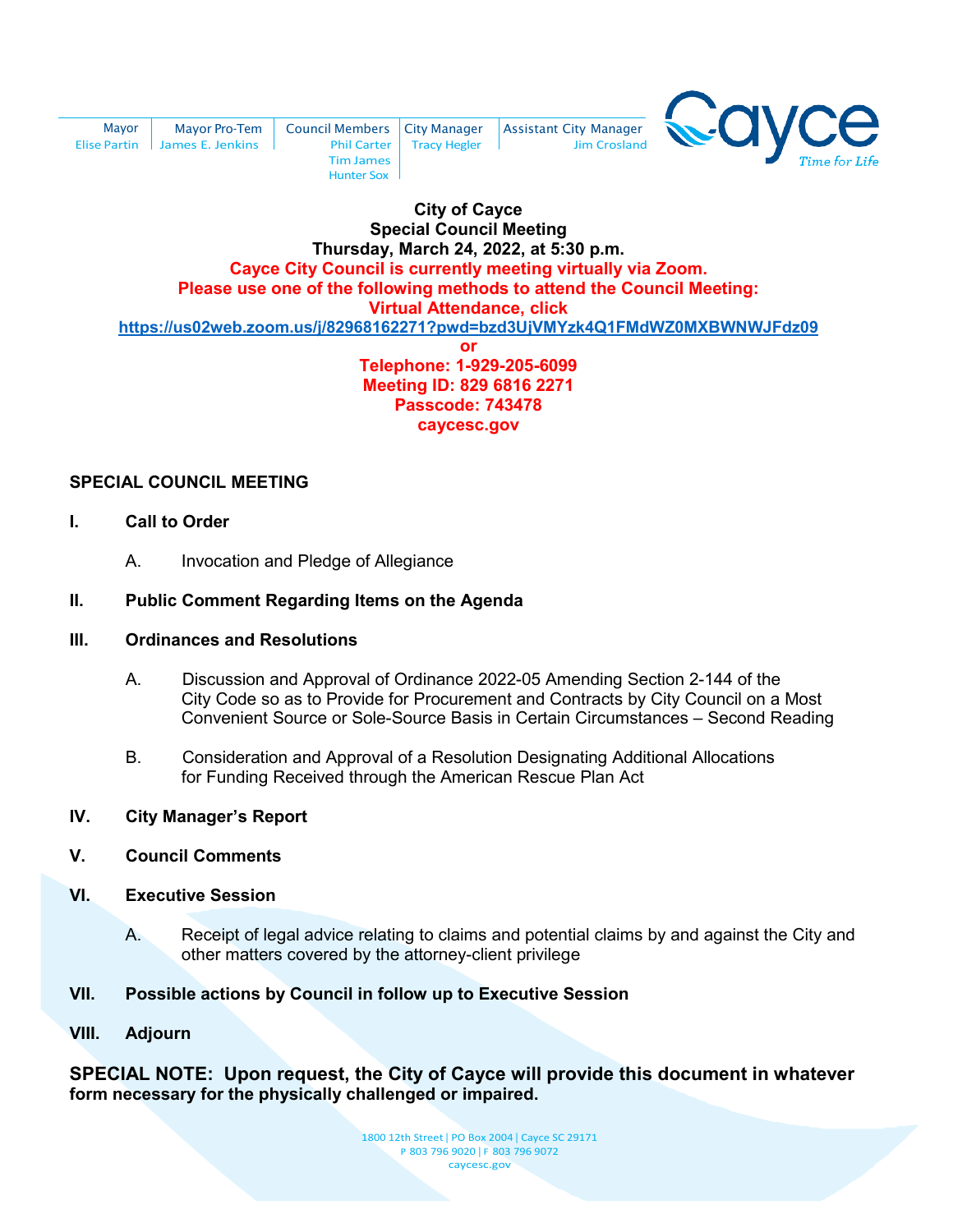| Mayor | Mayor Pro-Tem | Council Members | City Manager | Assistant City Manager |
| --- | --- | --- | --- | --- |
| Elise Partin | James E. Jenkins | Phil Carter | Tracy Hegler | Jim Crosland |
| | | Tim James | | |
| | | Hunter Sox | | |

Cayce
Time for Life

**City of Cayce**
**Special Council Meeting**
**Thursday, March 24, 2022, at 5:30 p.m.**
**Cayce City Council is currently meeting virtually via Zoom.**
**Please use one of the following methods to attend the Council Meeting:**
**Virtual Attendance, click**
**https://us02web.zoom.us/j/82968162271?pwd=bzd3UjVMYzk4Q1FMdWZ0MXBWNWJFdz09**
**or**
**Telephone: 1-929-205-6099**
**Meeting ID: 829 6816 2271**
**Passcode: 743478**
**caycesc.gov**

## SPECIAL COUNCIL MEETING

**I. Call to Order**

A. Invocation and Pledge of Allegiance

**II. Public Comment Regarding Items on the Agenda**

**III. Ordinances and Resolutions**

A. Discussion and Approval of Ordinance 2022-05 Amending Section 2-144 of the City Code so as to Provide for Procurement and Contracts by City Council on a Most Convenient Source or Sole-Source Basis in Certain Circumstances – Second Reading

B. Consideration and Approval of a Resolution Designating Additional Allocations for Funding Received through the American Rescue Plan Act

**IV. City Manager's Report**

**V. Council Comments**

**VI. Executive Session**

A. Receipt of legal advice relating to claims and potential claims by and against the City and other matters covered by the attorney-client privilege

**VII. Possible actions by Council in follow up to Executive Session**

**VIII. Adjourn**

**SPECIAL NOTE: Upon request, the City of Cayce will provide this document in whatever form necessary for the physically challenged or impaired.**

1800 12th Street | PO Box 2004 | Cayce SC 29171
P 803 796 9020 | F 803 796 9072
caycesc.gov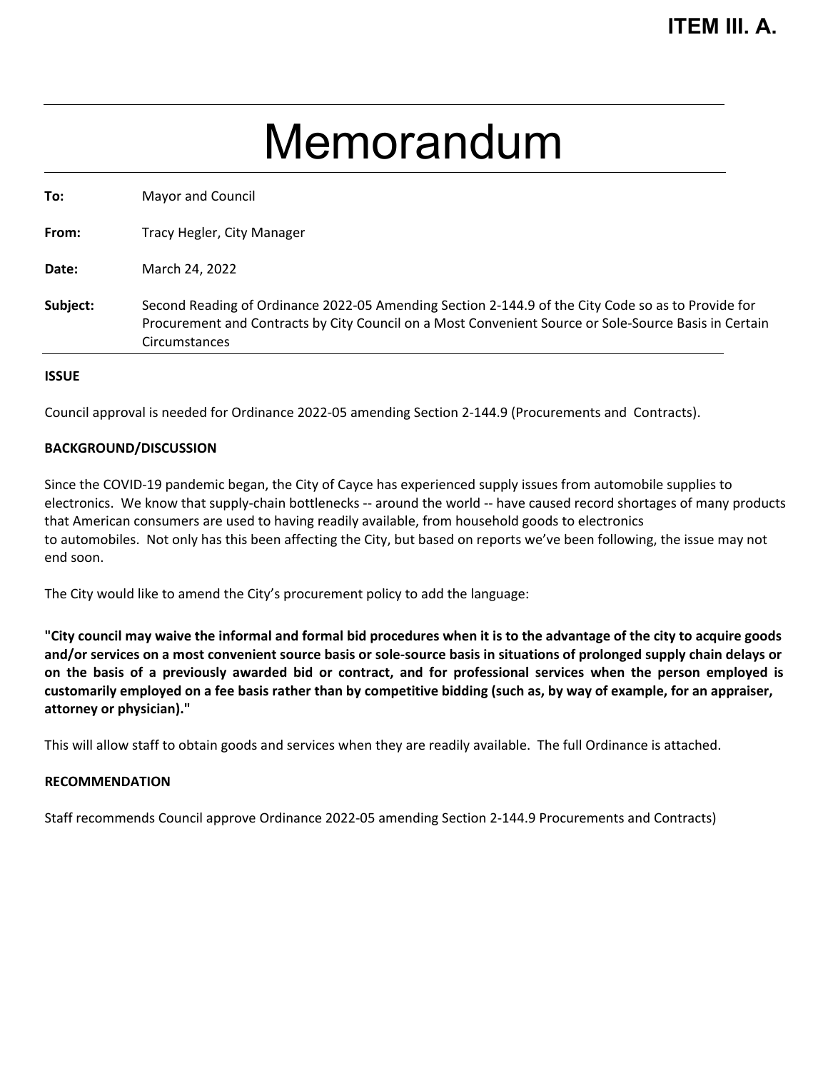**ITEM III. A.**

# Memorandum

**To:** Mayor and Council

**From:** Tracy Hegler, City Manager

**Date:** March 24, 2022

**Subject:** Second Reading of Ordinance 2022-05 Amending Section 2-144.9 of the City Code so as to Provide for Procurement and Contracts by City Council on a Most Convenient Source or Sole-Source Basis in Certain Circumstances

**ISSUE**

Council approval is needed for Ordinance 2022-05 amending Section 2-144.9 (Procurements and Contracts).

**BACKGROUND/DISCUSSION**

Since the COVID-19 pandemic began, the City of Cayce has experienced supply issues from automobile supplies to electronics. We know that supply-chain bottlenecks -- around the world -- have caused record shortages of many products that American consumers are used to having readily available, from household goods to electronics to automobiles. Not only has this been affecting the City, but based on reports we've been following, the issue may not end soon.

The City would like to amend the City's procurement policy to add the language:

**"City council may waive the informal and formal bid procedures when it is to the advantage of the city to acquire goods and/or services on a most convenient source basis or sole-source basis in situations of prolonged supply chain delays or on the basis of a previously awarded bid or contract, and for professional services when the person employed is customarily employed on a fee basis rather than by competitive bidding (such as, by way of example, for an appraiser, attorney or physician)."**

This will allow staff to obtain goods and services when they are readily available. The full Ordinance is attached.

**RECOMMENDATION**

Staff recommends Council approve Ordinance 2022-05 amending Section 2-144.9 Procurements and Contracts)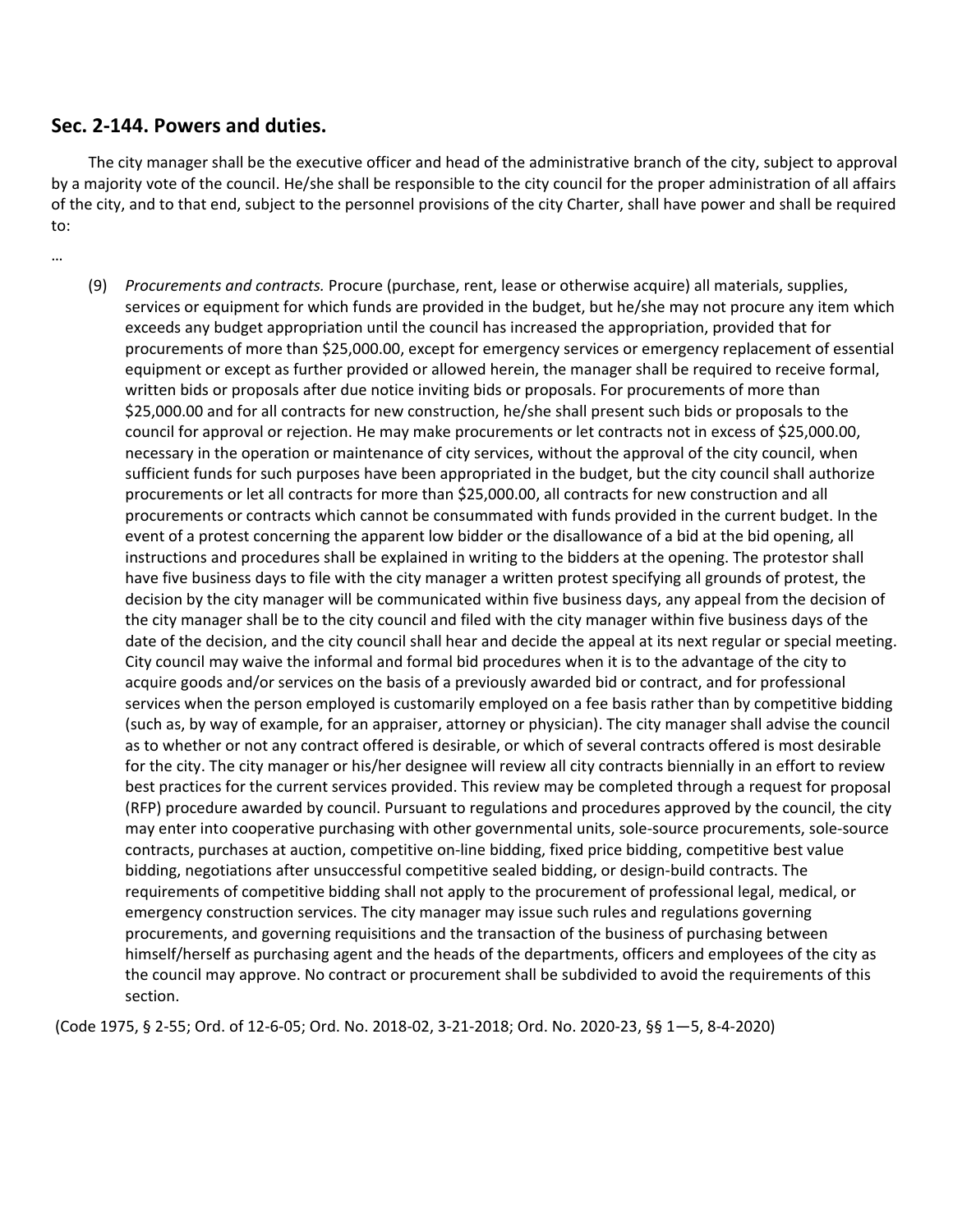## Sec. 2-144. Powers and duties.

The city manager shall be the executive officer and head of the administrative branch of the city, subject to approval by a majority vote of the council. He/she shall be responsible to the city council for the proper administration of all affairs of the city, and to that end, subject to the personnel provisions of the city Charter, shall have power and shall be required to:

…

(9) *Procurements and contracts.* Procure (purchase, rent, lease or otherwise acquire) all materials, supplies, services or equipment for which funds are provided in the budget, but he/she may not procure any item which exceeds any budget appropriation until the council has increased the appropriation, provided that for procurements of more than $25,000.00, except for emergency services or emergency replacement of essential equipment or except as further provided or allowed herein, the manager shall be required to receive formal, written bids or proposals after due notice inviting bids or proposals. For procurements of more than $25,000.00 and for all contracts for new construction, he/she shall present such bids or proposals to the council for approval or rejection. He may make procurements or let contracts not in excess of $25,000.00, necessary in the operation or maintenance of city services, without the approval of the city council, when sufficient funds for such purposes have been appropriated in the budget, but the city council shall authorize procurements or let all contracts for more than $25,000.00, all contracts for new construction and all procurements or contracts which cannot be consummated with funds provided in the current budget. In the event of a protest concerning the apparent low bidder or the disallowance of a bid at the bid opening, all instructions and procedures shall be explained in writing to the bidders at the opening. The protestor shall have five business days to file with the city manager a written protest specifying all grounds of protest, the decision by the city manager will be communicated within five business days, any appeal from the decision of the city manager shall be to the city council and filed with the city manager within five business days of the date of the decision, and the city council shall hear and decide the appeal at its next regular or special meeting. City council may waive the informal and formal bid procedures when it is to the advantage of the city to acquire goods and/or services on the basis of a previously awarded bid or contract, and for professional services when the person employed is customarily employed on a fee basis rather than by competitive bidding (such as, by way of example, for an appraiser, attorney or physician). The city manager shall advise the council as to whether or not any contract offered is desirable, or which of several contracts offered is most desirable for the city. The city manager or his/her designee will review all city contracts biennially in an effort to review best practices for the current services provided. This review may be completed through a request for proposal (RFP) procedure awarded by council. Pursuant to regulations and procedures approved by the council, the city may enter into cooperative purchasing with other governmental units, sole-source procurements, sole-source contracts, purchases at auction, competitive on-line bidding, fixed price bidding, competitive best value bidding, negotiations after unsuccessful competitive sealed bidding, or design-build contracts. The requirements of competitive bidding shall not apply to the procurement of professional legal, medical, or emergency construction services. The city manager may issue such rules and regulations governing procurements, and governing requisitions and the transaction of the business of purchasing between himself/herself as purchasing agent and the heads of the departments, officers and employees of the city as the council may approve. No contract or procurement shall be subdivided to avoid the requirements of this section.

(Code 1975, § 2-55; Ord. of 12-6-05; Ord. No. 2018-02, 3-21-2018; Ord. No. 2020-23, §§ 1—5, 8-4-2020)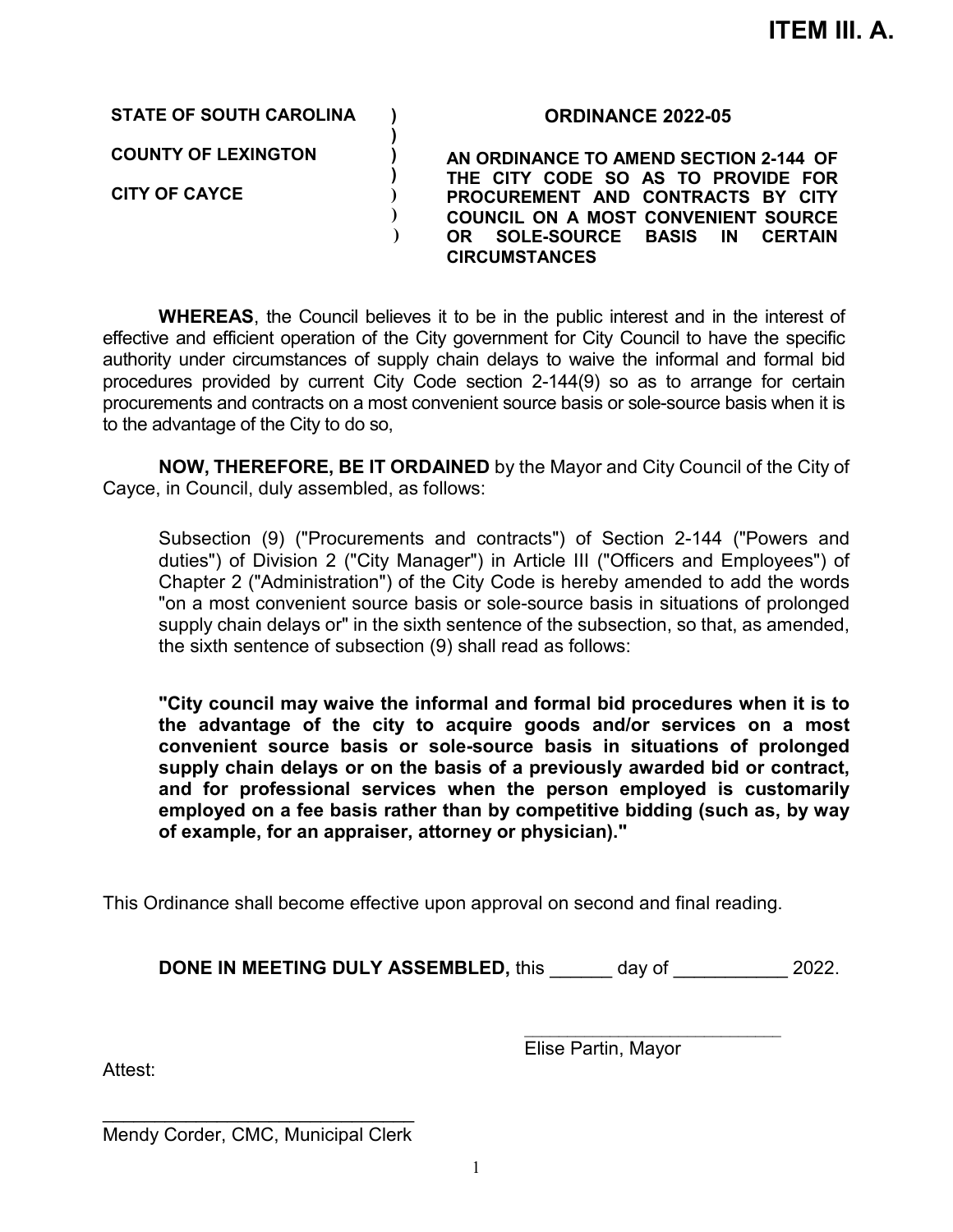**ITEM III. A.**

| | | |
|---|---|---|
| **STATE OF SOUTH CAROLINA** | ) | **ORDINANCE 2022-05** |
| | ) | |
| **COUNTY OF LEXINGTON** | ) | **AN ORDINANCE TO AMEND SECTION 2-144 OF THE CITY CODE SO AS TO PROVIDE FOR PROCUREMENT AND CONTRACTS BY CITY COUNCIL ON A MOST CONVENIENT SOURCE OR SOLE-SOURCE BASIS IN CERTAIN CIRCUMSTANCES** |
| | ) | |
| **CITY OF CAYCE** | ) | |
| | ) | |
| | ) | |

**WHEREAS**, the Council believes it to be in the public interest and in the interest of effective and efficient operation of the City government for City Council to have the specific authority under circumstances of supply chain delays to waive the informal and formal bid procedures provided by current City Code section 2-144(9) so as to arrange for certain procurements and contracts on a most convenient source basis or sole-source basis when it is to the advantage of the City to do so,

**NOW, THEREFORE, BE IT ORDAINED** by the Mayor and City Council of the City of Cayce, in Council, duly assembled, as follows:

> Subsection (9) ("Procurements and contracts") of Section 2-144 ("Powers and duties") of Division 2 ("City Manager") in Article III ("Officers and Employees") of Chapter 2 ("Administration") of the City Code is hereby amended to add the words "on a most convenient source basis or sole-source basis in situations of prolonged supply chain delays or" in the sixth sentence of the subsection, so that, as amended, the sixth sentence of subsection (9) shall read as follows:
>
> **"City council may waive the informal and formal bid procedures when it is to the advantage of the city to acquire goods and/or services on a most convenient source basis or sole-source basis in situations of prolonged supply chain delays or on the basis of a previously awarded bid or contract, and for professional services when the person employed is customarily employed on a fee basis rather than by competitive bidding (such as, by way of example, for an appraiser, attorney or physician)."**

This Ordinance shall become effective upon approval on second and final reading.

**DONE IN MEETING DULY ASSEMBLED,** this ______ day of ___________ 2022.

___________________________
Elise Partin, Mayor

Attest:

_______________________________
Mendy Corder, CMC, Municipal Clerk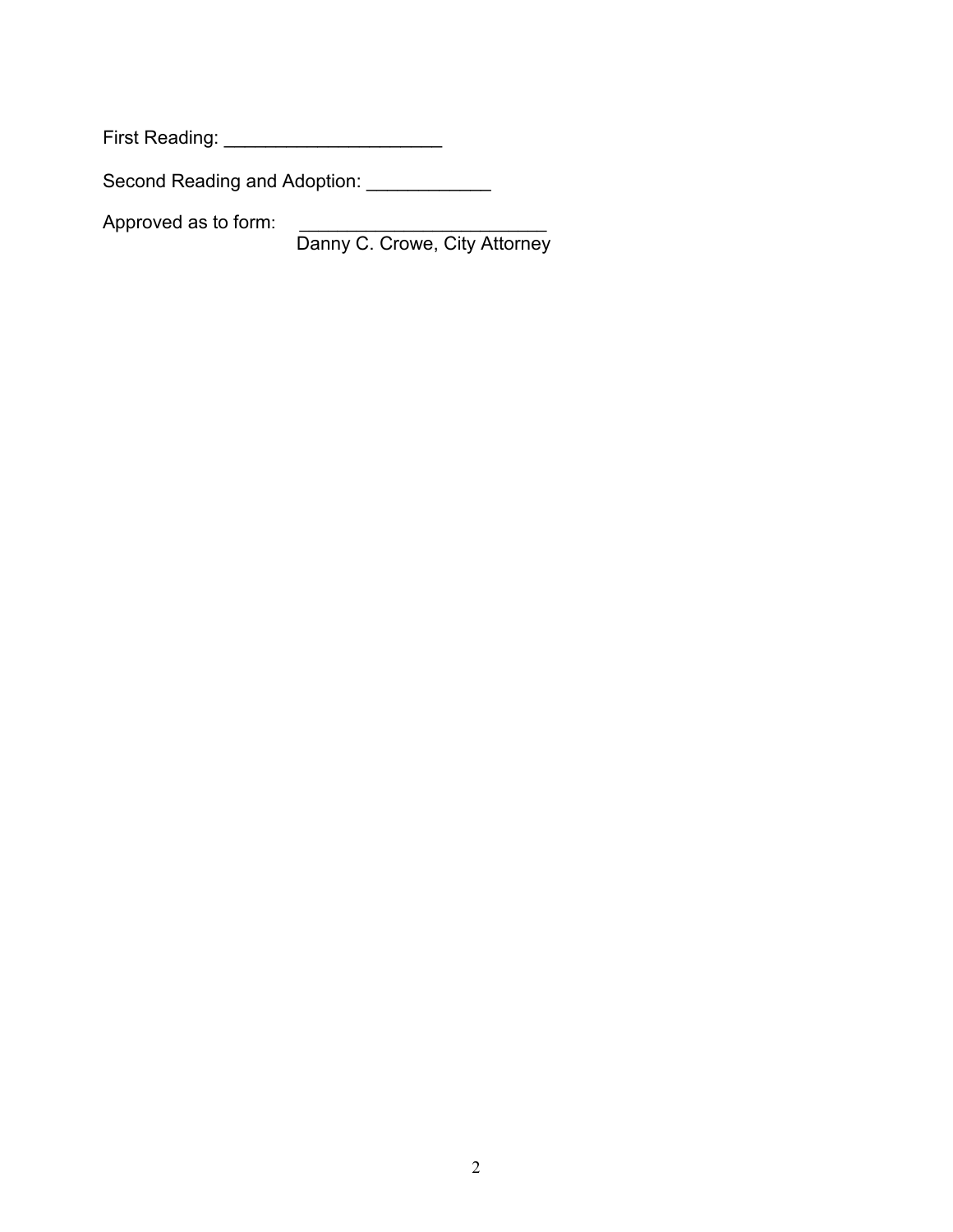First Reading: _____________________

Second Reading and Adoption: ____________

Approved as to form: ________________________
Danny C. Crowe, City Attorney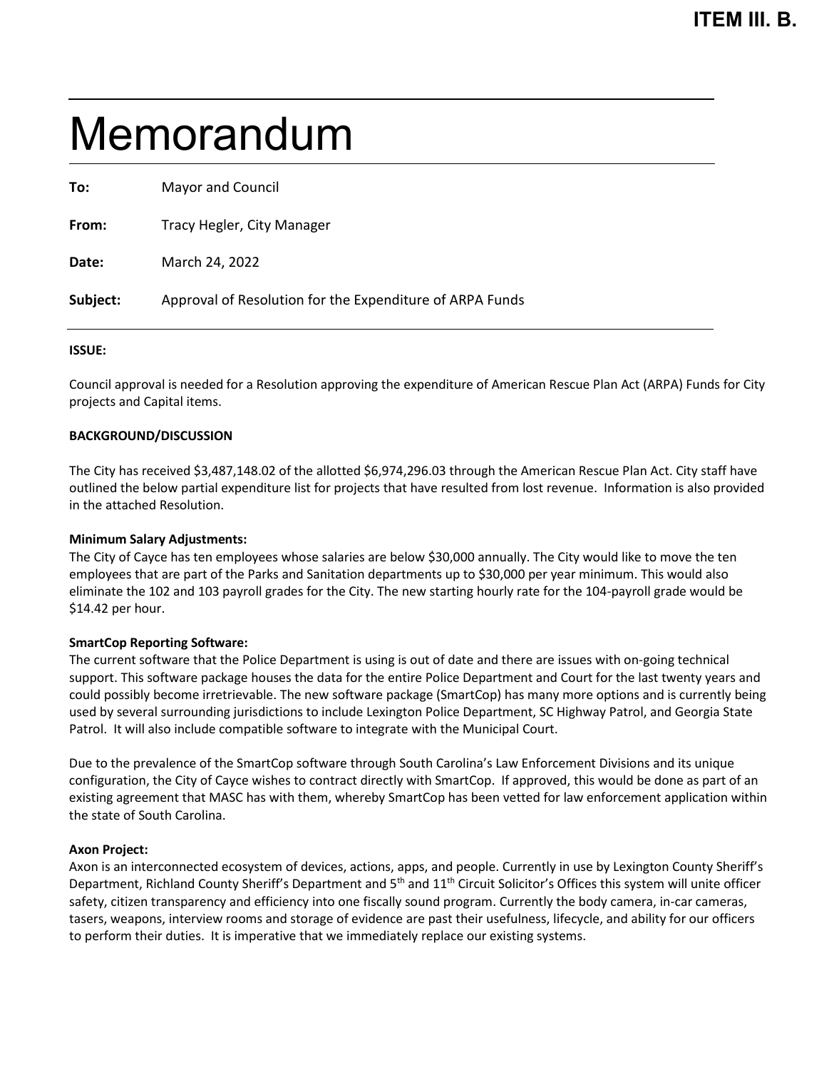**ITEM III. B.**

# Memorandum

**To:** Mayor and Council

**From:** Tracy Hegler, City Manager

**Date:** March 24, 2022

**Subject:** Approval of Resolution for the Expenditure of ARPA Funds

**ISSUE:**

Council approval is needed for a Resolution approving the expenditure of American Rescue Plan Act (ARPA) Funds for City projects and Capital items.

**BACKGROUND/DISCUSSION**

The City has received $3,487,148.02 of the allotted $6,974,296.03 through the American Rescue Plan Act. City staff have outlined the below partial expenditure list for projects that have resulted from lost revenue. Information is also provided in the attached Resolution.

**Minimum Salary Adjustments:**
The City of Cayce has ten employees whose salaries are below $30,000 annually. The City would like to move the ten employees that are part of the Parks and Sanitation departments up to $30,000 per year minimum. This would also eliminate the 102 and 103 payroll grades for the City. The new starting hourly rate for the 104-payroll grade would be $14.42 per hour.

**SmartCop Reporting Software:**
The current software that the Police Department is using is out of date and there are issues with on-going technical support. This software package houses the data for the entire Police Department and Court for the last twenty years and could possibly become irretrievable. The new software package (SmartCop) has many more options and is currently being used by several surrounding jurisdictions to include Lexington Police Department, SC Highway Patrol, and Georgia State Patrol. It will also include compatible software to integrate with the Municipal Court.

Due to the prevalence of the SmartCop software through South Carolina's Law Enforcement Divisions and its unique configuration, the City of Cayce wishes to contract directly with SmartCop. If approved, this would be done as part of an existing agreement that MASC has with them, whereby SmartCop has been vetted for law enforcement application within the state of South Carolina.

**Axon Project:**
Axon is an interconnected ecosystem of devices, actions, apps, and people. Currently in use by Lexington County Sheriff's Department, Richland County Sheriff's Department and 5th and 11th Circuit Solicitor's Offices this system will unite officer safety, citizen transparency and efficiency into one fiscally sound program. Currently the body camera, in-car cameras, tasers, weapons, interview rooms and storage of evidence are past their usefulness, lifecycle, and ability for our officers to perform their duties. It is imperative that we immediately replace our existing systems.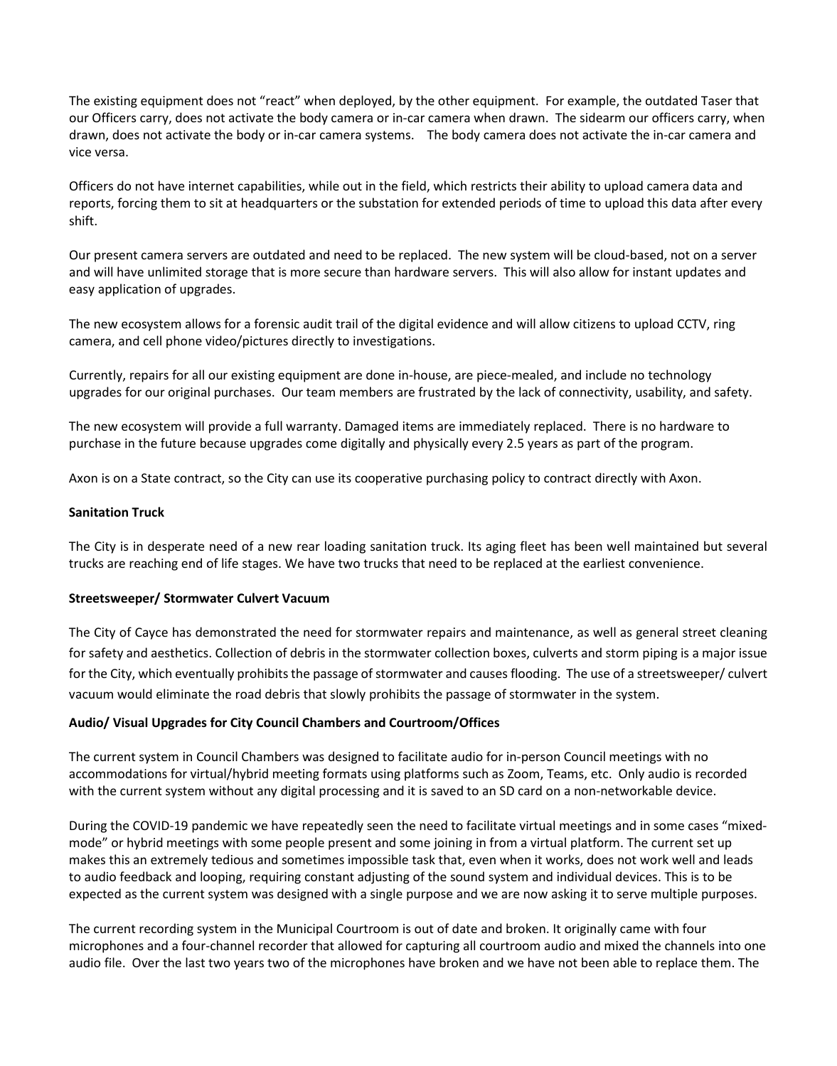The existing equipment does not "react" when deployed, by the other equipment. For example, the outdated Taser that our Officers carry, does not activate the body camera or in-car camera when drawn. The sidearm our officers carry, when drawn, does not activate the body or in-car camera systems. The body camera does not activate the in-car camera and vice versa.

Officers do not have internet capabilities, while out in the field, which restricts their ability to upload camera data and reports, forcing them to sit at headquarters or the substation for extended periods of time to upload this data after every shift.

Our present camera servers are outdated and need to be replaced. The new system will be cloud-based, not on a server and will have unlimited storage that is more secure than hardware servers. This will also allow for instant updates and easy application of upgrades.

The new ecosystem allows for a forensic audit trail of the digital evidence and will allow citizens to upload CCTV, ring camera, and cell phone video/pictures directly to investigations.

Currently, repairs for all our existing equipment are done in-house, are piece-mealed, and include no technology upgrades for our original purchases. Our team members are frustrated by the lack of connectivity, usability, and safety.

The new ecosystem will provide a full warranty. Damaged items are immediately replaced. There is no hardware to purchase in the future because upgrades come digitally and physically every 2.5 years as part of the program.

Axon is on a State contract, so the City can use its cooperative purchasing policy to contract directly with Axon.

**Sanitation Truck**

The City is in desperate need of a new rear loading sanitation truck. Its aging fleet has been well maintained but several trucks are reaching end of life stages. We have two trucks that need to be replaced at the earliest convenience.

**Streetsweeper/ Stormwater Culvert Vacuum**

The City of Cayce has demonstrated the need for stormwater repairs and maintenance, as well as general street cleaning for safety and aesthetics. Collection of debris in the stormwater collection boxes, culverts and storm piping is a major issue for the City, which eventually prohibits the passage of stormwater and causes flooding. The use of a streetsweeper/ culvert vacuum would eliminate the road debris that slowly prohibits the passage of stormwater in the system.

**Audio/ Visual Upgrades for City Council Chambers and Courtroom/Offices**

The current system in Council Chambers was designed to facilitate audio for in-person Council meetings with no accommodations for virtual/hybrid meeting formats using platforms such as Zoom, Teams, etc. Only audio is recorded with the current system without any digital processing and it is saved to an SD card on a non-networkable device.

During the COVID-19 pandemic we have repeatedly seen the need to facilitate virtual meetings and in some cases "mixed-mode" or hybrid meetings with some people present and some joining in from a virtual platform. The current set up makes this an extremely tedious and sometimes impossible task that, even when it works, does not work well and leads to audio feedback and looping, requiring constant adjusting of the sound system and individual devices. This is to be expected as the current system was designed with a single purpose and we are now asking it to serve multiple purposes.

The current recording system in the Municipal Courtroom is out of date and broken. It originally came with four microphones and a four-channel recorder that allowed for capturing all courtroom audio and mixed the channels into one audio file. Over the last two years two of the microphones have broken and we have not been able to replace them. The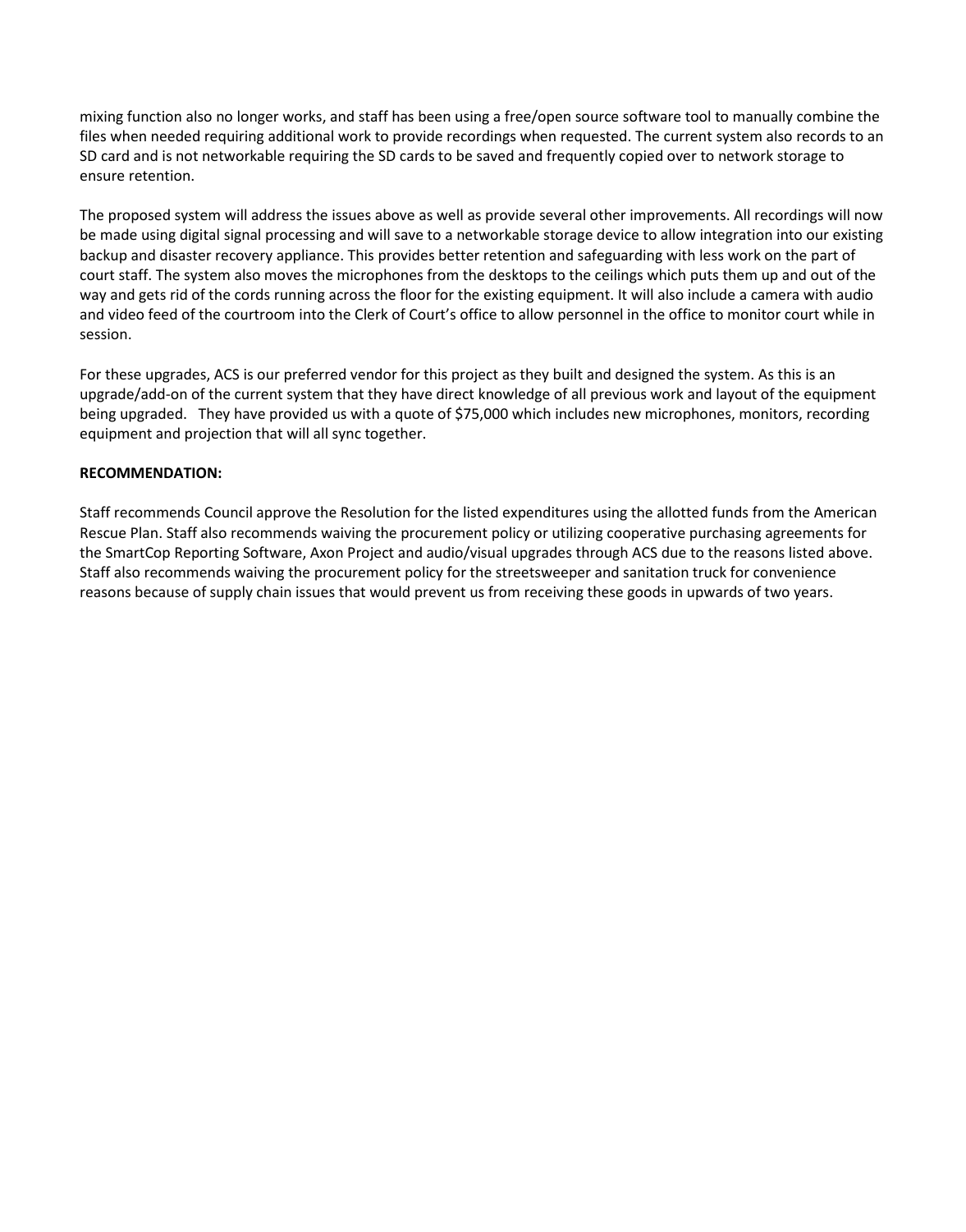mixing function also no longer works, and staff has been using a free/open source software tool to manually combine the files when needed requiring additional work to provide recordings when requested. The current system also records to an SD card and is not networkable requiring the SD cards to be saved and frequently copied over to network storage to ensure retention.

The proposed system will address the issues above as well as provide several other improvements. All recordings will now be made using digital signal processing and will save to a networkable storage device to allow integration into our existing backup and disaster recovery appliance. This provides better retention and safeguarding with less work on the part of court staff. The system also moves the microphones from the desktops to the ceilings which puts them up and out of the way and gets rid of the cords running across the floor for the existing equipment. It will also include a camera with audio and video feed of the courtroom into the Clerk of Court's office to allow personnel in the office to monitor court while in session.

For these upgrades, ACS is our preferred vendor for this project as they built and designed the system. As this is an upgrade/add-on of the current system that they have direct knowledge of all previous work and layout of the equipment being upgraded. They have provided us with a quote of $75,000 which includes new microphones, monitors, recording equipment and projection that will all sync together.

**RECOMMENDATION:**

Staff recommends Council approve the Resolution for the listed expenditures using the allotted funds from the American Rescue Plan. Staff also recommends waiving the procurement policy or utilizing cooperative purchasing agreements for the SmartCop Reporting Software, Axon Project and audio/visual upgrades through ACS due to the reasons listed above. Staff also recommends waiving the procurement policy for the streetsweeper and sanitation truck for convenience reasons because of supply chain issues that would prevent us from receiving these goods in upwards of two years.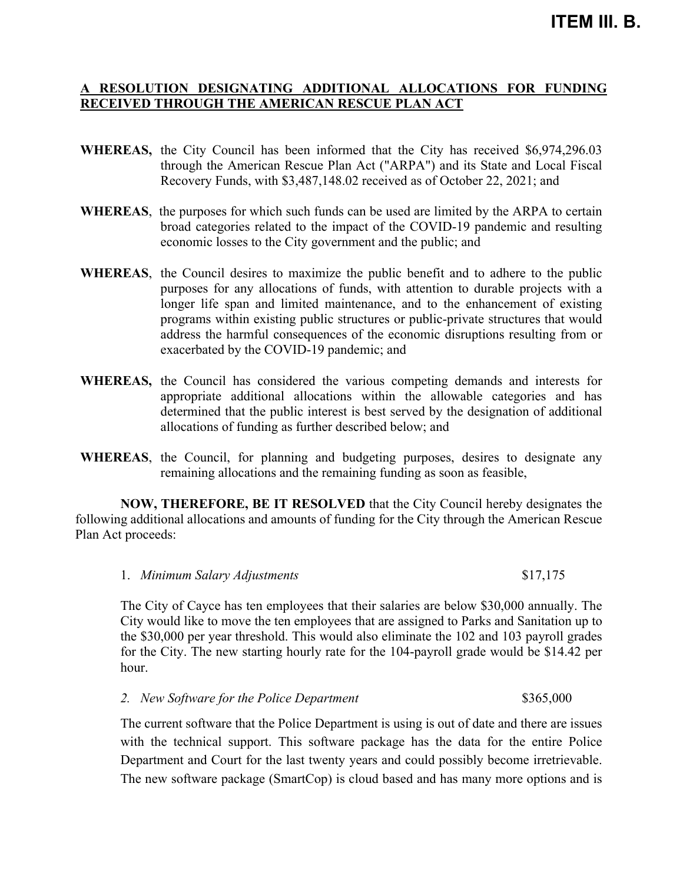**ITEM III. B.**

**A RESOLUTION DESIGNATING ADDITIONAL ALLOCATIONS FOR FUNDING RECEIVED THROUGH THE AMERICAN RESCUE PLAN ACT**

**WHEREAS,** the City Council has been informed that the City has received $6,974,296.03 through the American Rescue Plan Act ("ARPA") and its State and Local Fiscal Recovery Funds, with $3,487,148.02 received as of October 22, 2021; and

**WHEREAS**, the purposes for which such funds can be used are limited by the ARPA to certain broad categories related to the impact of the COVID-19 pandemic and resulting economic losses to the City government and the public; and

**WHEREAS**, the Council desires to maximize the public benefit and to adhere to the public purposes for any allocations of funds, with attention to durable projects with a longer life span and limited maintenance, and to the enhancement of existing programs within existing public structures or public-private structures that would address the harmful consequences of the economic disruptions resulting from or exacerbated by the COVID-19 pandemic; and

**WHEREAS,** the Council has considered the various competing demands and interests for appropriate additional allocations within the allowable categories and has determined that the public interest is best served by the designation of additional allocations of funding as further described below; and

**WHEREAS**, the Council, for planning and budgeting purposes, desires to designate any remaining allocations and the remaining funding as soon as feasible,

**NOW, THEREFORE, BE IT RESOLVED** that the City Council hereby designates the following additional allocations and amounts of funding for the City through the American Rescue Plan Act proceeds:

1. *Minimum Salary Adjustments* $17,175

The City of Cayce has ten employees that their salaries are below $30,000 annually. The City would like to move the ten employees that are assigned to Parks and Sanitation up to the $30,000 per year threshold. This would also eliminate the 102 and 103 payroll grades for the City. The new starting hourly rate for the 104-payroll grade would be $14.42 per hour.

2. *New Software for the Police Department* $365,000

The current software that the Police Department is using is out of date and there are issues with the technical support. This software package has the data for the entire Police Department and Court for the last twenty years and could possibly become irretrievable. The new software package (SmartCop) is cloud based and has many more options and is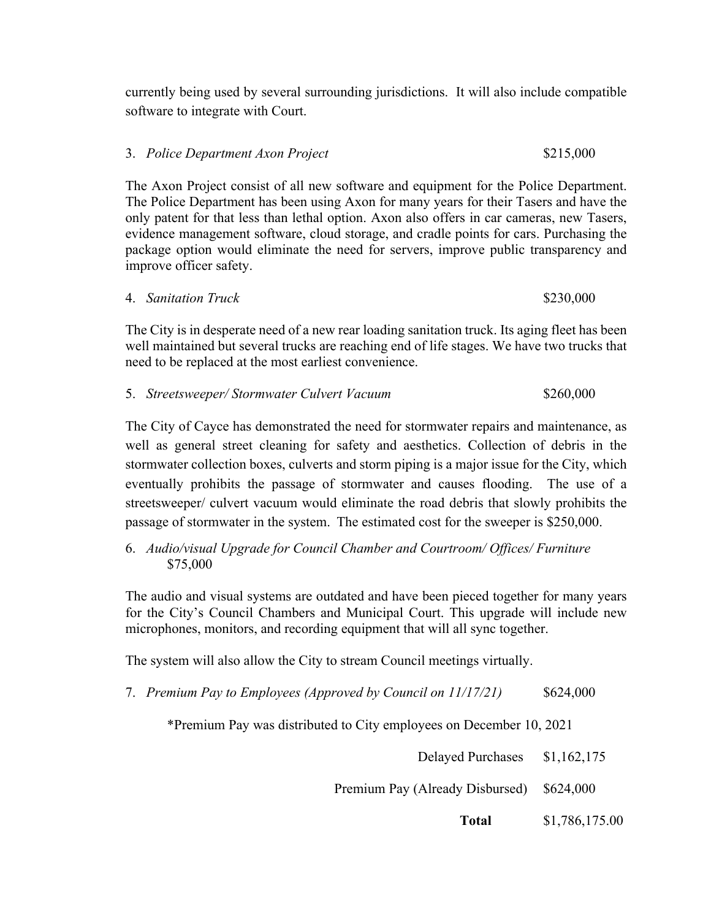currently being used by several surrounding jurisdictions. It will also include compatible software to integrate with Court.

3. *Police Department Axon Project* $215,000

The Axon Project consist of all new software and equipment for the Police Department. The Police Department has been using Axon for many years for their Tasers and have the only patent for that less than lethal option. Axon also offers in car cameras, new Tasers, evidence management software, cloud storage, and cradle points for cars. Purchasing the package option would eliminate the need for servers, improve public transparency and improve officer safety.

4. *Sanitation Truck* $230,000

The City is in desperate need of a new rear loading sanitation truck. Its aging fleet has been well maintained but several trucks are reaching end of life stages. We have two trucks that need to be replaced at the most earliest convenience.

5. *Streetsweeper/ Stormwater Culvert Vacuum* $260,000

The City of Cayce has demonstrated the need for stormwater repairs and maintenance, as well as general street cleaning for safety and aesthetics. Collection of debris in the stormwater collection boxes, culverts and storm piping is a major issue for the City, which eventually prohibits the passage of stormwater and causes flooding. The use of a streetsweeper/ culvert vacuum would eliminate the road debris that slowly prohibits the passage of stormwater in the system. The estimated cost for the sweeper is $250,000.

6. *Audio/visual Upgrade for Council Chamber and Courtroom/ Offices/ Furniture* $75,000

The audio and visual systems are outdated and have been pieced together for many years for the City's Council Chambers and Municipal Court. This upgrade will include new microphones, monitors, and recording equipment that will all sync together.

The system will also allow the City to stream Council meetings virtually.

7. *Premium Pay to Employees (Approved by Council on 11/17/21)* $624,000

*Premium Pay was distributed to City employees on December 10, 2021

| | |
|---|---|
| Delayed Purchases | $1,162,175 |
| Premium Pay (Already Disbursed) | $624,000 |
| **Total** | $1,786,175.00 |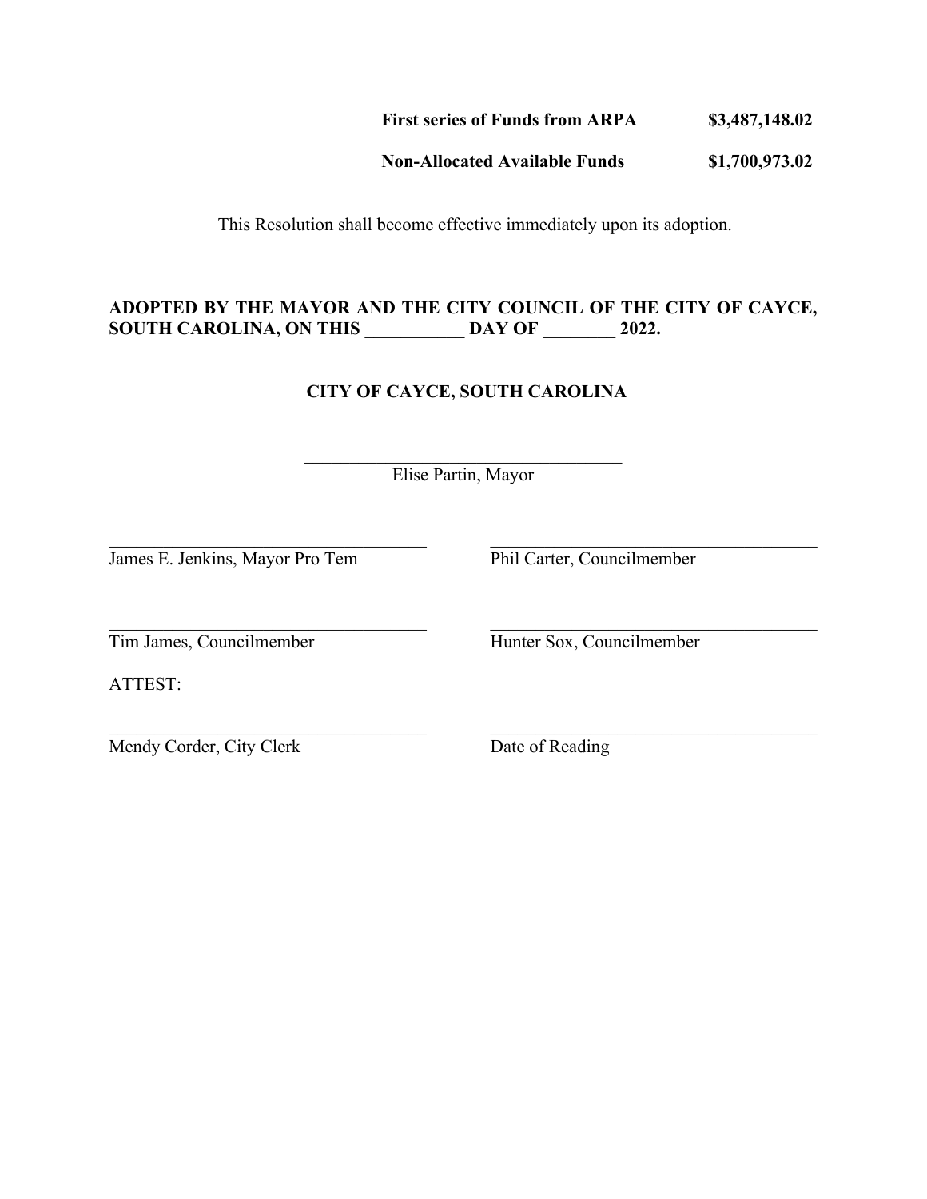| | |
|---|---|
| **First series of Funds from ARPA** | **$3,487,148.02** |
| **Non-Allocated Available Funds** | **$1,700,973.02** |

This Resolution shall become effective immediately upon its adoption.

**ADOPTED BY THE MAYOR AND THE CITY COUNCIL OF THE CITY OF CAYCE, SOUTH CAROLINA, ON THIS ___________ DAY OF ________ 2022.**

**CITY OF CAYCE, SOUTH CAROLINA**

_____________________________________
Elise Partin, Mayor

_____________________________________
James E. Jenkins, Mayor Pro Tem

_____________________________________
Phil Carter, Councilmember

_____________________________________
Tim James, Councilmember

_____________________________________
Hunter Sox, Councilmember

ATTEST:

_____________________________________
Mendy Corder, City Clerk

_____________________________________
Date of Reading